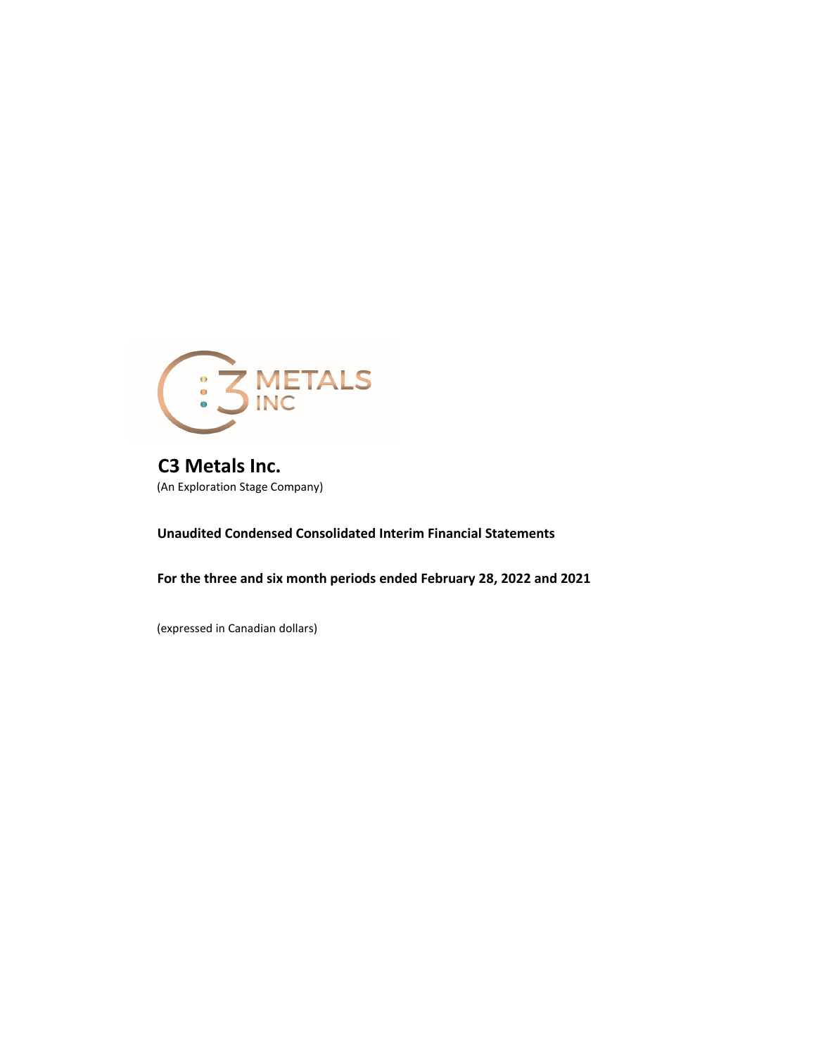# C3 Metals Inc.

(An Exploration Stage Company)

**Unaudited Condensed Consolidated Interim Financial Statements**

**For the three and six month periods ended February 28, 2022 and 2021**

(expressed in Canadian dollars)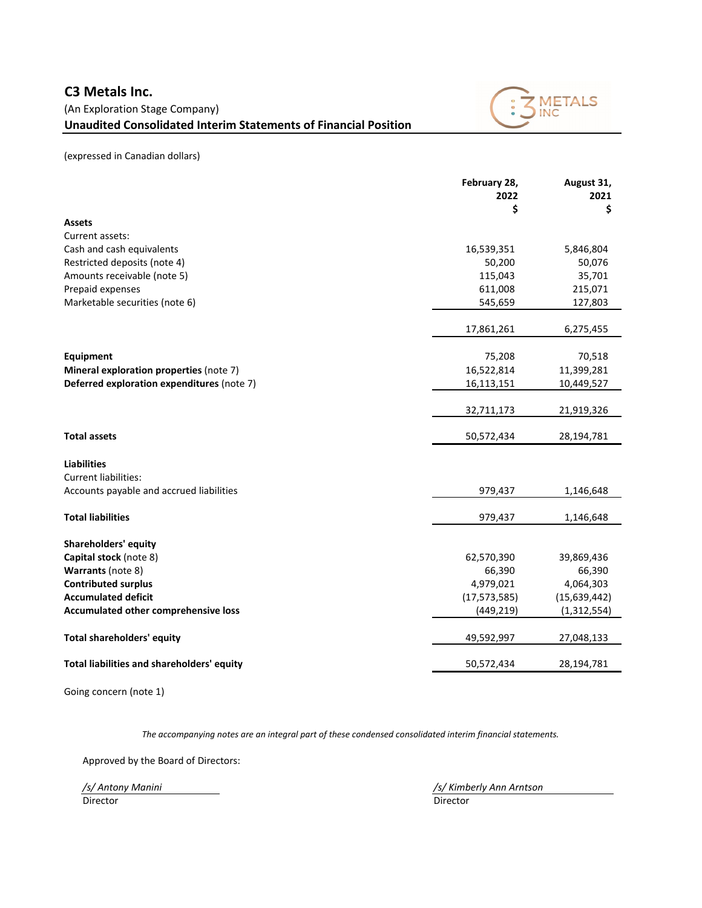# C3 Metals Inc.

(An Exploration Stage Company)

**Unaudited Consolidated Interim Statements of Financial Position**

(expressed in Canadian dollars)

| | February 28, 2022 $ | August 31, 2021 $ |
|---|---|---|
| **Assets** | | |
| Current assets: | | |
| Cash and cash equivalents | 16,539,351 | 5,846,804 |
| Restricted deposits (note 4) | 50,200 | 50,076 |
| Amounts receivable (note 5) | 115,043 | 35,701 |
| Prepaid expenses | 611,008 | 215,071 |
| Marketable securities (note 6) | 545,659 | 127,803 |
| | 17,861,261 | 6,275,455 |
| **Equipment** | 75,208 | 70,518 |
| **Mineral exploration properties** (note 7) | 16,522,814 | 11,399,281 |
| **Deferred exploration expenditures** (note 7) | 16,113,151 | 10,449,527 |
| | 32,711,173 | 21,919,326 |
| **Total assets** | 50,572,434 | 28,194,781 |
| **Liabilities** | | |
| Current liabilities: | | |
| Accounts payable and accrued liabilities | 979,437 | 1,146,648 |
| **Total liabilities** | 979,437 | 1,146,648 |
| **Shareholders' equity** | | |
| **Capital stock** (note 8) | 62,570,390 | 39,869,436 |
| **Warrants** (note 8) | 66,390 | 66,390 |
| **Contributed surplus** | 4,979,021 | 4,064,303 |
| **Accumulated deficit** | (17,573,585) | (15,639,442) |
| **Accumulated other comprehensive loss** | (449,219) | (1,312,554) |
| **Total shareholders' equity** | 49,592,997 | 27,048,133 |
| **Total liabilities and shareholders' equity** | 50,572,434 | 28,194,781 |

Going concern (note 1)

*The accompanying notes are an integral part of these condensed consolidated interim financial statements.*

Approved by the Board of Directors:

*/s/ Antony Manini*
Director

*/s/ Kimberly Ann Arntson*
Director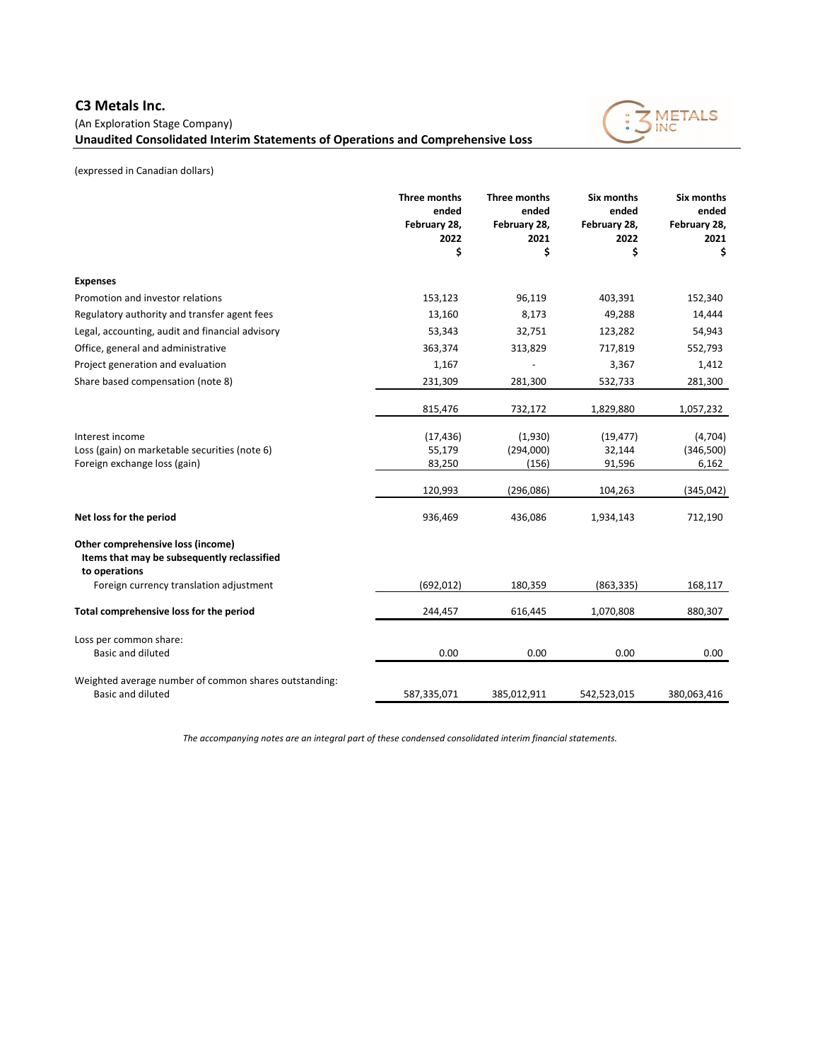## C3 Metals Inc.

(An Exploration Stage Company)

**Unaudited Consolidated Interim Statements of Operations and Comprehensive Loss**

(expressed in Canadian dollars)

| | Three months ended February 28, 2022 $ | Three months ended February 28, 2021 $ | Six months ended February 28, 2022 $ | Six months ended February 28, 2021 $ |
|---|---|---|---|---|
| **Expenses** | | | | |
| Promotion and investor relations | 153,123 | 96,119 | 403,391 | 152,340 |
| Regulatory authority and transfer agent fees | 13,160 | 8,173 | 49,288 | 14,444 |
| Legal, accounting, audit and financial advisory | 53,343 | 32,751 | 123,282 | 54,943 |
| Office, general and administrative | 363,374 | 313,829 | 717,819 | 552,793 |
| Project generation and evaluation | 1,167 | - | 3,367 | 1,412 |
| Share based compensation (note 8) | 231,309 | 281,300 | 532,733 | 281,300 |
| | 815,476 | 732,172 | 1,829,880 | 1,057,232 |
| Interest income | (17,436) | (1,930) | (19,477) | (4,704) |
| Loss (gain) on marketable securities (note 6) | 55,179 | (294,000) | 32,144 | (346,500) |
| Foreign exchange loss (gain) | 83,250 | (156) | 91,596 | 6,162 |
| | 120,993 | (296,086) | 104,263 | (345,042) |
| **Net loss for the period** | 936,469 | 436,086 | 1,934,143 | 712,190 |
| **Other comprehensive loss (income)** | | | | |
| **Items that may be subsequently reclassified to operations** | | | | |
| Foreign currency translation adjustment | (692,012) | 180,359 | (863,335) | 168,117 |
| **Total comprehensive loss for the period** | 244,457 | 616,445 | 1,070,808 | 880,307 |
| Loss per common share: | | | | |
| Basic and diluted | 0.00 | 0.00 | 0.00 | 0.00 |
| Weighted average number of common shares outstanding: | | | | |
| Basic and diluted | 587,335,071 | 385,012,911 | 542,523,015 | 380,063,416 |

*The accompanying notes are an integral part of these condensed consolidated interim financial statements.*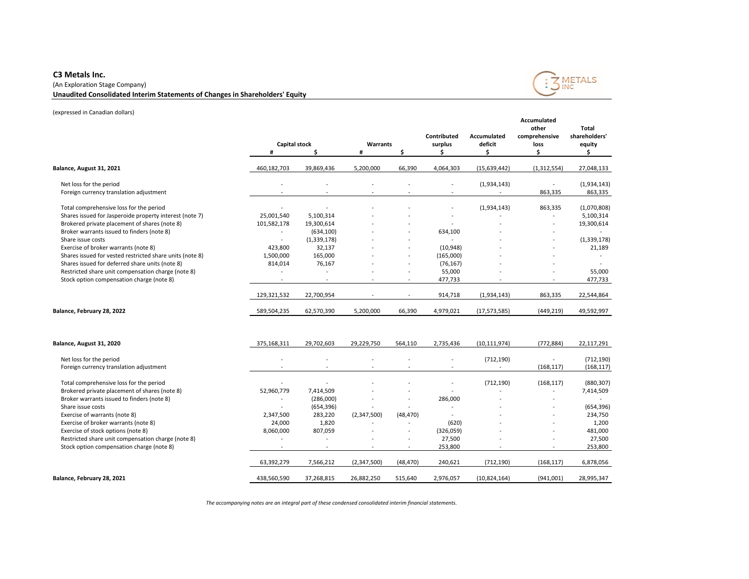# C3 Metals Inc.

(An Exploration Stage Company)

**Unaudited Consolidated Interim Statements of Changes in Shareholders' Equity**

(expressed in Canadian dollars)

| | Capital stock | | Warrants | | Contributed surplus | Accumulated deficit | Accumulated other comprehensive loss | Total shareholders' equity |
|---|---|---|---|---|---|---|---|---|
| | # | $ | # | $ | $ | $ | $ | $ |
| **Balance, August 31, 2021** | 460,182,703 | 39,869,436 | 5,200,000 | 66,390 | 4,064,303 | (15,639,442) | (1,312,554) | 27,048,133 |
| Net loss for the period | - | - | - | - | - | (1,934,143) | - | (1,934,143) |
| Foreign currency translation adjustment | - | - | - | - | - | - | 863,335 | 863,335 |
| Total comprehensive loss for the period | - | - | - | - | - | (1,934,143) | 863,335 | (1,070,808) |
| Shares issued for Jasperoide property interest (note 7) | 25,001,540 | 5,100,314 | - | - | - | - | - | 5,100,314 |
| Brokered private placement of shares (note 8) | 101,582,178 | 19,300,614 | - | - | - | - | - | 19,300,614 |
| Broker warrants issued to finders (note 8) | - | (634,100) | - | - | 634,100 | - | - | - |
| Share issue costs | - | (1,339,178) | - | - | - | - | - | (1,339,178) |
| Exercise of broker warrants (note 8) | 423,800 | 32,137 | - | - | (10,948) | - | - | 21,189 |
| Shares issued for vested restricted share units (note 8) | 1,500,000 | 165,000 | - | - | (165,000) | - | - | - |
| Shares issued for deferred share units (note 8) | 814,014 | 76,167 | - | - | (76,167) | - | - | - |
| Restricted share unit compensation charge (note 8) | - | - | - | - | 55,000 | - | - | 55,000 |
| Stock option compensation charge (note 8) | - | - | - | - | 477,733 | - | - | 477,733 |
| | 129,321,532 | 22,700,954 | - | - | 914,718 | (1,934,143) | 863,335 | 22,544,864 |
| **Balance, February 28, 2022** | 589,504,235 | 62,570,390 | 5,200,000 | 66,390 | 4,979,021 | (17,573,585) | (449,219) | 49,592,997 |
| | | | | | | | | |
| **Balance, August 31, 2020** | 375,168,311 | 29,702,603 | 29,229,750 | 564,110 | 2,735,436 | (10,111,974) | (772,884) | 22,117,291 |
| Net loss for the period | - | - | - | - | - | (712,190) | - | (712,190) |
| Foreign currency translation adjustment | - | - | - | - | - | - | (168,117) | (168,117) |
| Total comprehensive loss for the period | - | - | - | - | - | (712,190) | (168,117) | (880,307) |
| Brokered private placement of shares (note 8) | 52,960,779 | 7,414,509 | - | - | - | - | - | 7,414,509 |
| Broker warrants issued to finders (note 8) | - | (286,000) | - | - | 286,000 | - | - | - |
| Share issue costs | - | (654,396) | - | - | - | - | - | (654,396) |
| Exercise of warrants (note 8) | 2,347,500 | 283,220 | (2,347,500) | (48,470) | - | - | - | 234,750 |
| Exercise of broker warrants (note 8) | 24,000 | 1,820 | - | - | (620) | - | - | 1,200 |
| Exercise of stock options (note 8) | 8,060,000 | 807,059 | - | - | (326,059) | - | - | 481,000 |
| Restricted share unit compensation charge (note 8) | - | - | - | - | 27,500 | - | - | 27,500 |
| Stock option compensation charge (note 8) | - | - | - | - | 253,800 | - | - | 253,800 |
| | 63,392,279 | 7,566,212 | (2,347,500) | (48,470) | 240,621 | (712,190) | (168,117) | 6,878,056 |
| **Balance, February 28, 2021** | 438,560,590 | 37,268,815 | 26,882,250 | 515,640 | 2,976,057 | (10,824,164) | (941,001) | 28,995,347 |

*The accompanying notes are an integral part of these condensed consolidated interim financial statements.*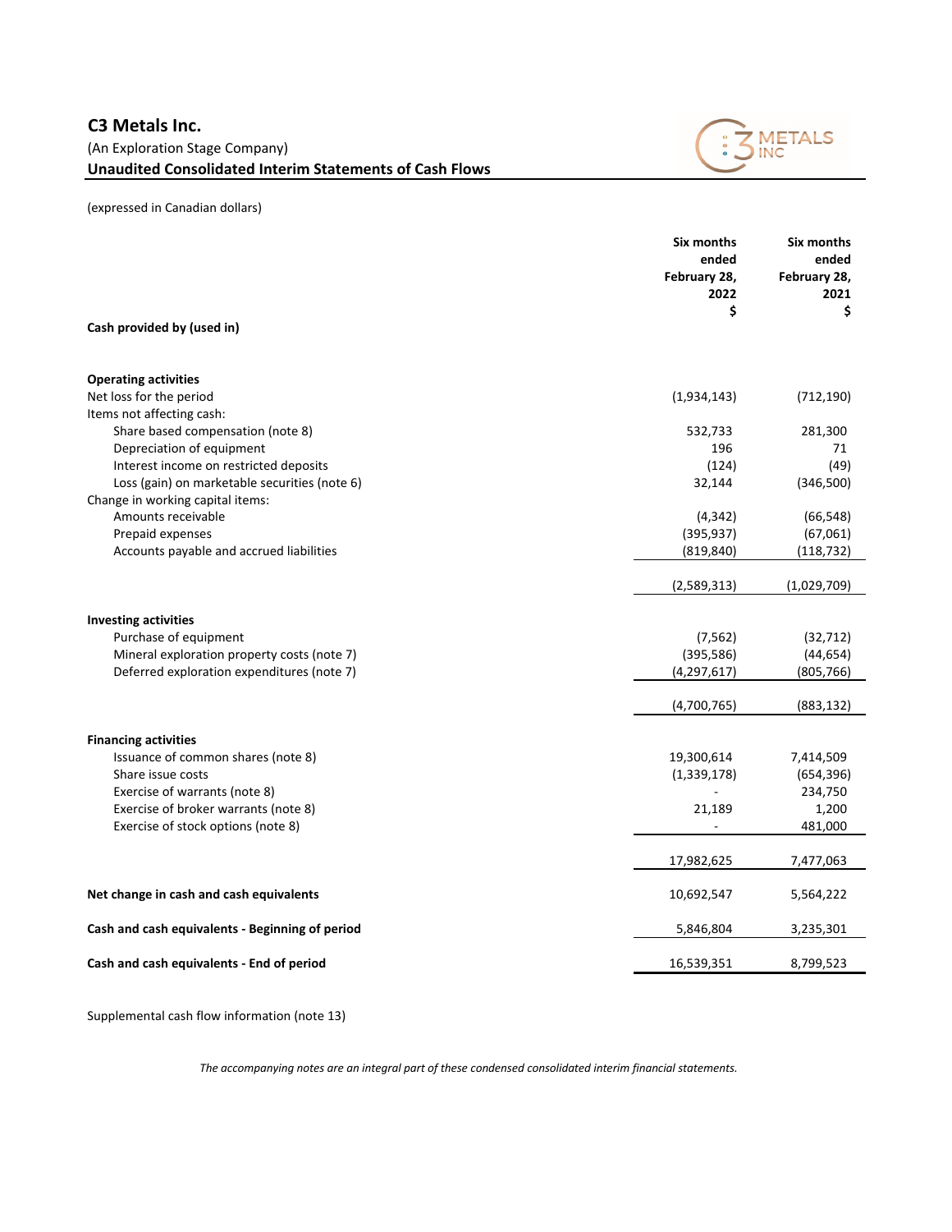# C3 Metals Inc.

(An Exploration Stage Company)

**Unaudited Consolidated Interim Statements of Cash Flows**

(expressed in Canadian dollars)

| | Six months ended February 28, 2022 $ | Six months ended February 28, 2021 $ |
|---|---|---|
| **Cash provided by (used in)** | | |
| **Operating activities** | | |
| Net loss for the period | (1,934,143) | (712,190) |
| Items not affecting cash: | | |
| Share based compensation (note 8) | 532,733 | 281,300 |
| Depreciation of equipment | 196 | 71 |
| Interest income on restricted deposits | (124) | (49) |
| Loss (gain) on marketable securities (note 6) | 32,144 | (346,500) |
| Change in working capital items: | | |
| Amounts receivable | (4,342) | (66,548) |
| Prepaid expenses | (395,937) | (67,061) |
| Accounts payable and accrued liabilities | (819,840) | (118,732) |
| | (2,589,313) | (1,029,709) |
| **Investing activities** | | |
| Purchase of equipment | (7,562) | (32,712) |
| Mineral exploration property costs (note 7) | (395,586) | (44,654) |
| Deferred exploration expenditures (note 7) | (4,297,617) | (805,766) |
| | (4,700,765) | (883,132) |
| **Financing activities** | | |
| Issuance of common shares (note 8) | 19,300,614 | 7,414,509 |
| Share issue costs | (1,339,178) | (654,396) |
| Exercise of warrants (note 8) | - | 234,750 |
| Exercise of broker warrants (note 8) | 21,189 | 1,200 |
| Exercise of stock options (note 8) | - | 481,000 |
| | 17,982,625 | 7,477,063 |
| **Net change in cash and cash equivalents** | 10,692,547 | 5,564,222 |
| **Cash and cash equivalents - Beginning of period** | 5,846,804 | 3,235,301 |
| **Cash and cash equivalents - End of period** | 16,539,351 | 8,799,523 |

Supplemental cash flow information (note 13)

*The accompanying notes are an integral part of these condensed consolidated interim financial statements.*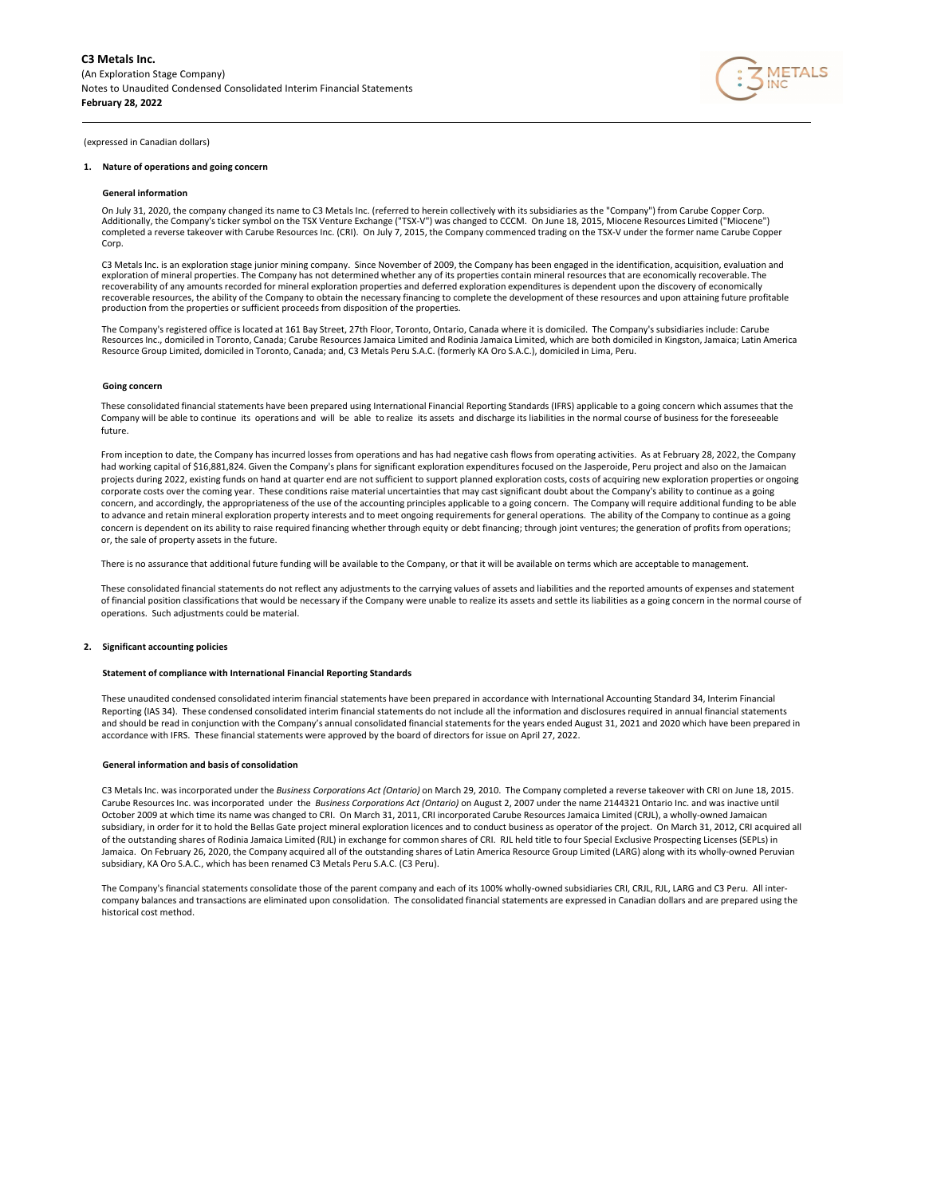(expressed in Canadian dollars)

## 1. Nature of operations and going concern

### General information

On July 31, 2020, the company changed its name to C3 Metals Inc. (referred to herein collectively with its subsidiaries as the "Company") from Carube Copper Corp. Additionally, the Company's ticker symbol on the TSX Venture Exchange ("TSX-V") was changed to CCCM. On June 18, 2015, Miocene Resources Limited ("Miocene") completed a reverse takeover with Carube Resources Inc. (CRI). On July 7, 2015, the Company commenced trading on the TSX-V under the former name Carube Copper Corp.

C3 Metals Inc. is an exploration stage junior mining company. Since November of 2009, the Company has been engaged in the identification, acquisition, evaluation and exploration of mineral properties. The Company has not determined whether any of its properties contain mineral resources that are economically recoverable. The recoverability of any amounts recorded for mineral exploration properties and deferred exploration expenditures is dependent upon the discovery of economically recoverable resources, the ability of the Company to obtain the necessary financing to complete the development of these resources and upon attaining future profitable production from the properties or sufficient proceeds from disposition of the properties.

The Company's registered office is located at 161 Bay Street, 27th Floor, Toronto, Ontario, Canada where it is domiciled. The Company's subsidiaries include: Carube Resources Inc., domiciled in Toronto, Canada; Carube Resources Jamaica Limited and Rodinia Jamaica Limited, which are both domiciled in Kingston, Jamaica; Latin America Resource Group Limited, domiciled in Toronto, Canada; and, C3 Metals Peru S.A.C. (formerly KA Oro S.A.C.), domiciled in Lima, Peru.

### Going concern

These consolidated financial statements have been prepared using International Financial Reporting Standards (IFRS) applicable to a going concern which assumes that the Company will be able to continue its operations and will be able to realize its assets and discharge its liabilities in the normal course of business for the foreseeable future.

From inception to date, the Company has incurred losses from operations and has had negative cash flows from operating activities. As at February 28, 2022, the Company had working capital of $16,881,824. Given the Company's plans for significant exploration expenditures focused on the Jasperoide, Peru project and also on the Jamaican projects during 2022, existing funds on hand at quarter end are not sufficient to support planned exploration costs, costs of acquiring new exploration properties or ongoing corporate costs over the coming year. These conditions raise material uncertainties that may cast significant doubt about the Company's ability to continue as a going concern, and accordingly, the appropriateness of the use of the accounting principles applicable to a going concern. The Company will require additional funding to be able to advance and retain mineral exploration property interests and to meet ongoing requirements for general operations. The ability of the Company to continue as a going concern is dependent on its ability to raise required financing whether through equity or debt financing; through joint ventures; the generation of profits from operations; or, the sale of property assets in the future.

There is no assurance that additional future funding will be available to the Company, or that it will be available on terms which are acceptable to management.

These consolidated financial statements do not reflect any adjustments to the carrying values of assets and liabilities and the reported amounts of expenses and statement of financial position classifications that would be necessary if the Company were unable to realize its assets and settle its liabilities as a going concern in the normal course of operations. Such adjustments could be material.

## 2. Significant accounting policies

### Statement of compliance with International Financial Reporting Standards

These unaudited condensed consolidated interim financial statements have been prepared in accordance with International Accounting Standard 34, Interim Financial Reporting (IAS 34). These condensed consolidated interim financial statements do not include all the information and disclosures required in annual financial statements and should be read in conjunction with the Company's annual consolidated financial statements for the years ended August 31, 2021 and 2020 which have been prepared in accordance with IFRS. These financial statements were approved by the board of directors for issue on April 27, 2022.

### General information and basis of consolidation

C3 Metals Inc. was incorporated under the *Business Corporations Act (Ontario)* on March 29, 2010. The Company completed a reverse takeover with CRI on June 18, 2015. Carube Resources Inc. was incorporated under the *Business Corporations Act (Ontario)* on August 2, 2007 under the name 2144321 Ontario Inc. and was inactive until October 2009 at which time its name was changed to CRI. On March 31, 2011, CRI incorporated Carube Resources Jamaica Limited (CRJL), a wholly-owned Jamaican subsidiary, in order for it to hold the Bellas Gate project mineral exploration licences and to conduct business as operator of the project. On March 31, 2012, CRI acquired all of the outstanding shares of Rodinia Jamaica Limited (RJL) in exchange for common shares of CRI. RJL held title to four Special Exclusive Prospecting Licenses (SEPLs) in Jamaica. On February 26, 2020, the Company acquired all of the outstanding shares of Latin America Resource Group Limited (LARG) along with its wholly-owned Peruvian subsidiary, KA Oro S.A.C., which has been renamed C3 Metals Peru S.A.C. (C3 Peru).

The Company's financial statements consolidate those of the parent company and each of its 100% wholly-owned subsidiaries CRI, CRJL, RJL, LARG and C3 Peru. All inter-company balances and transactions are eliminated upon consolidation. The consolidated financial statements are expressed in Canadian dollars and are prepared using the historical cost method.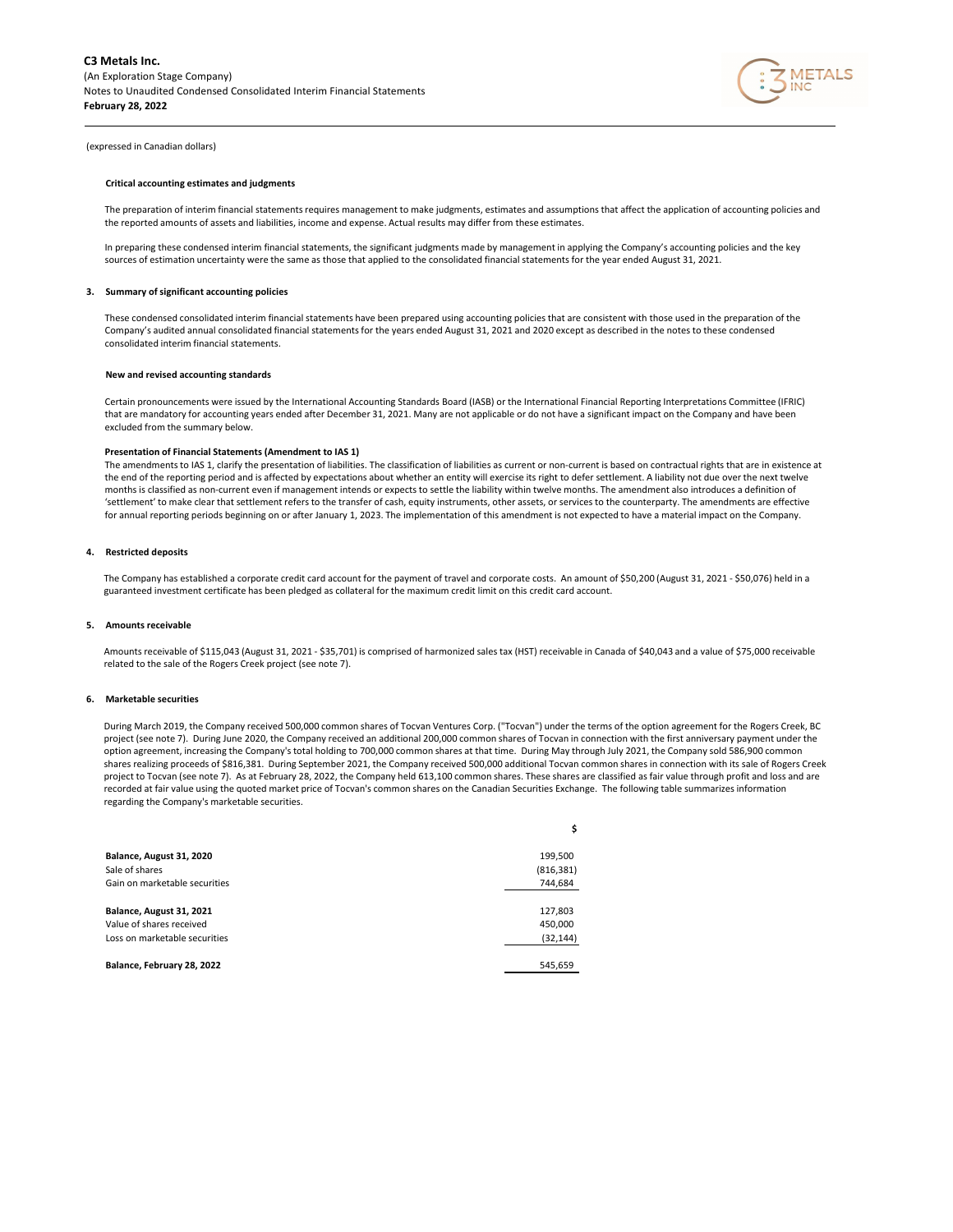(expressed in Canadian dollars)

**Critical accounting estimates and judgments**

The preparation of interim financial statements requires management to make judgments, estimates and assumptions that affect the application of accounting policies and the reported amounts of assets and liabilities, income and expense. Actual results may differ from these estimates.

In preparing these condensed interim financial statements, the significant judgments made by management in applying the Company's accounting policies and the key sources of estimation uncertainty were the same as those that applied to the consolidated financial statements for the year ended August 31, 2021.

## 3. Summary of significant accounting policies

These condensed consolidated interim financial statements have been prepared using accounting policies that are consistent with those used in the preparation of the Company's audited annual consolidated financial statements for the years ended August 31, 2021 and 2020 except as described in the notes to these condensed consolidated interim financial statements.

**New and revised accounting standards**

Certain pronouncements were issued by the International Accounting Standards Board (IASB) or the International Financial Reporting Interpretations Committee (IFRIC) that are mandatory for accounting years ended after December 31, 2021. Many are not applicable or do not have a significant impact on the Company and have been excluded from the summary below.

**Presentation of Financial Statements (Amendment to IAS 1)**

The amendments to IAS 1, clarify the presentation of liabilities. The classification of liabilities as current or non-current is based on contractual rights that are in existence at the end of the reporting period and is affected by expectations about whether an entity will exercise its right to defer settlement. A liability not due over the next twelve months is classified as non-current even if management intends or expects to settle the liability within twelve months. The amendment also introduces a definition of 'settlement' to make clear that settlement refers to the transfer of cash, equity instruments, other assets, or services to the counterparty. The amendments are effective for annual reporting periods beginning on or after January 1, 2023. The implementation of this amendment is not expected to have a material impact on the Company.

## 4. Restricted deposits

The Company has established a corporate credit card account for the payment of travel and corporate costs. An amount of $50,200 (August 31, 2021 - $50,076) held in a guaranteed investment certificate has been pledged as collateral for the maximum credit limit on this credit card account.

## 5. Amounts receivable

Amounts receivable of $115,043 (August 31, 2021 - $35,701) is comprised of harmonized sales tax (HST) receivable in Canada of $40,043 and a value of $75,000 receivable related to the sale of the Rogers Creek project (see note 7).

## 6. Marketable securities

During March 2019, the Company received 500,000 common shares of Tocvan Ventures Corp. ("Tocvan") under the terms of the option agreement for the Rogers Creek, BC project (see note 7). During June 2020, the Company received an additional 200,000 common shares of Tocvan in connection with the first anniversary payment under the option agreement, increasing the Company's total holding to 700,000 common shares at that time. During May through July 2021, the Company sold 586,900 common shares realizing proceeds of $816,381. During September 2021, the Company received 500,000 additional Tocvan common shares in connection with its sale of Rogers Creek project to Tocvan (see note 7). As at February 28, 2022, the Company held 613,100 common shares. These shares are classified as fair value through profit and loss and are recorded at fair value using the quoted market price of Tocvan's common shares on the Canadian Securities Exchange. The following table summarizes information regarding the Company's marketable securities.

| | $ |
|---|---|
| **Balance, August 31, 2020** | 199,500 |
| Sale of shares | (816,381) |
| Gain on marketable securities | 744,684 |
| **Balance, August 31, 2021** | 127,803 |
| Value of shares received | 450,000 |
| Loss on marketable securities | (32,144) |
| **Balance, February 28, 2022** | 545,659 |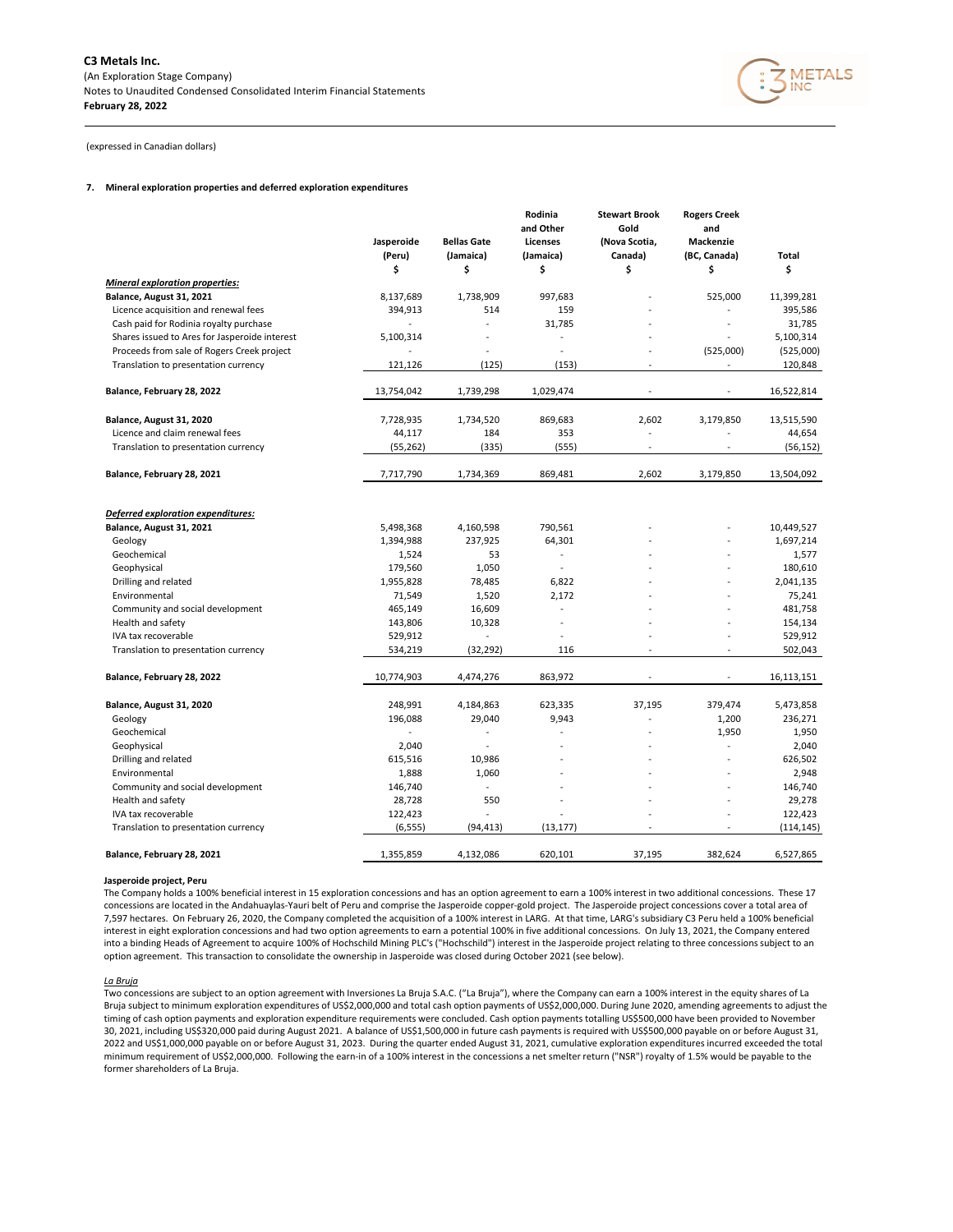(expressed in Canadian dollars)

## 7. Mineral exploration properties and deferred exploration expenditures

| | Jasperoide (Peru) $ | Bellas Gate (Jamaica) $ | Rodinia and Other Licenses (Jamaica) $ | Stewart Brook Gold (Nova Scotia, Canada) $ | Rogers Creek and Mackenzie (BC, Canada) $ | Total $ |
|---|---|---|---|---|---|---|
| ***Mineral exploration properties:*** | | | | | | |
| **Balance, August 31, 2021** | 8,137,689 | 1,738,909 | 997,683 | - | 525,000 | 11,399,281 |
| Licence acquisition and renewal fees | 394,913 | 514 | 159 | - | - | 395,586 |
| Cash paid for Rodinia royalty purchase | - | - | 31,785 | - | - | 31,785 |
| Shares issued to Ares for Jasperoide interest | 5,100,314 | - | - | - | - | 5,100,314 |
| Proceeds from sale of Rogers Creek project | - | - | - | - | (525,000) | (525,000) |
| Translation to presentation currency | 121,126 | (125) | (153) | - | - | 120,848 |
| **Balance, February 28, 2022** | 13,754,042 | 1,739,298 | 1,029,474 | - | - | 16,522,814 |
| **Balance, August 31, 2020** | 7,728,935 | 1,734,520 | 869,683 | 2,602 | 3,179,850 | 13,515,590 |
| Licence and claim renewal fees | 44,117 | 184 | 353 | - | - | 44,654 |
| Translation to presentation currency | (55,262) | (335) | (555) | - | - | (56,152) |
| **Balance, February 28, 2021** | 7,717,790 | 1,734,369 | 869,481 | 2,602 | 3,179,850 | 13,504,092 |
| ***Deferred exploration expenditures:*** | | | | | | |
| **Balance, August 31, 2021** | 5,498,368 | 4,160,598 | 790,561 | - | - | 10,449,527 |
| Geology | 1,394,988 | 237,925 | 64,301 | - | - | 1,697,214 |
| Geochemical | 1,524 | 53 | - | - | - | 1,577 |
| Geophysical | 179,560 | 1,050 | - | - | - | 180,610 |
| Drilling and related | 1,955,828 | 78,485 | 6,822 | - | - | 2,041,135 |
| Environmental | 71,549 | 1,520 | 2,172 | - | - | 75,241 |
| Community and social development | 465,149 | 16,609 | - | - | - | 481,758 |
| Health and safety | 143,806 | 10,328 | - | - | - | 154,134 |
| IVA tax recoverable | 529,912 | - | - | - | - | 529,912 |
| Translation to presentation currency | 534,219 | (32,292) | 116 | - | - | 502,043 |
| **Balance, February 28, 2022** | 10,774,903 | 4,474,276 | 863,972 | - | - | 16,113,151 |
| **Balance, August 31, 2020** | 248,991 | 4,184,863 | 623,335 | 37,195 | 379,474 | 5,473,858 |
| Geology | 196,088 | 29,040 | 9,943 | - | 1,200 | 236,271 |
| Geochemical | - | - | - | - | 1,950 | 1,950 |
| Geophysical | 2,040 | - | - | - | - | 2,040 |
| Drilling and related | 615,516 | 10,986 | - | - | - | 626,502 |
| Environmental | 1,888 | 1,060 | - | - | - | 2,948 |
| Community and social development | 146,740 | - | - | - | - | 146,740 |
| Health and safety | 28,728 | 550 | - | - | - | 29,278 |
| IVA tax recoverable | 122,423 | - | - | - | - | 122,423 |
| Translation to presentation currency | (6,555) | (94,413) | (13,177) | - | - | (114,145) |
| **Balance, February 28, 2021** | 1,355,859 | 4,132,086 | 620,101 | 37,195 | 382,624 | 6,527,865 |

**Jasperoide project, Peru**

The Company holds a 100% beneficial interest in 15 exploration concessions and has an option agreement to earn a 100% interest in two additional concessions. These 17 concessions are located in the Andahuaylas-Yauri belt of Peru and comprise the Jasperoide copper-gold project. The Jasperoide project concessions cover a total area of 7,597 hectares. On February 26, 2020, the Company completed the acquisition of a 100% interest in LARG. At that time, LARG's subsidiary C3 Peru held a 100% beneficial interest in eight exploration concessions and had two option agreements to earn a potential 100% in five additional concessions. On July 13, 2021, the Company entered into a binding Heads of Agreement to acquire 100% of Hochschild Mining PLC's ("Hochschild") interest in the Jasperoide project relating to three concessions subject to an option agreement. This transaction to consolidate the ownership in Jasperoide was closed during October 2021 (see below).

*La Bruja*

Two concessions are subject to an option agreement with Inversiones La Bruja S.A.C. ("La Bruja"), where the Company can earn a 100% interest in the equity shares of La Bruja subject to minimum exploration expenditures of US$2,000,000 and total cash option payments of US$2,000,000. During June 2020, amending agreements to adjust the timing of cash option payments and exploration expenditure requirements were concluded. Cash option payments totalling US$500,000 have been provided to November 30, 2021, including US$320,000 paid during August 2021. A balance of US$1,500,000 in future cash payments is required with US$500,000 payable on or before August 31, 2022 and US$1,000,000 payable on or before August 31, 2023. During the quarter ended August 31, 2021, cumulative exploration expenditures incurred exceeded the total minimum requirement of US$2,000,000. Following the earn-in of a 100% interest in the concessions a net smelter return ("NSR") royalty of 1.5% would be payable to the former shareholders of La Bruja.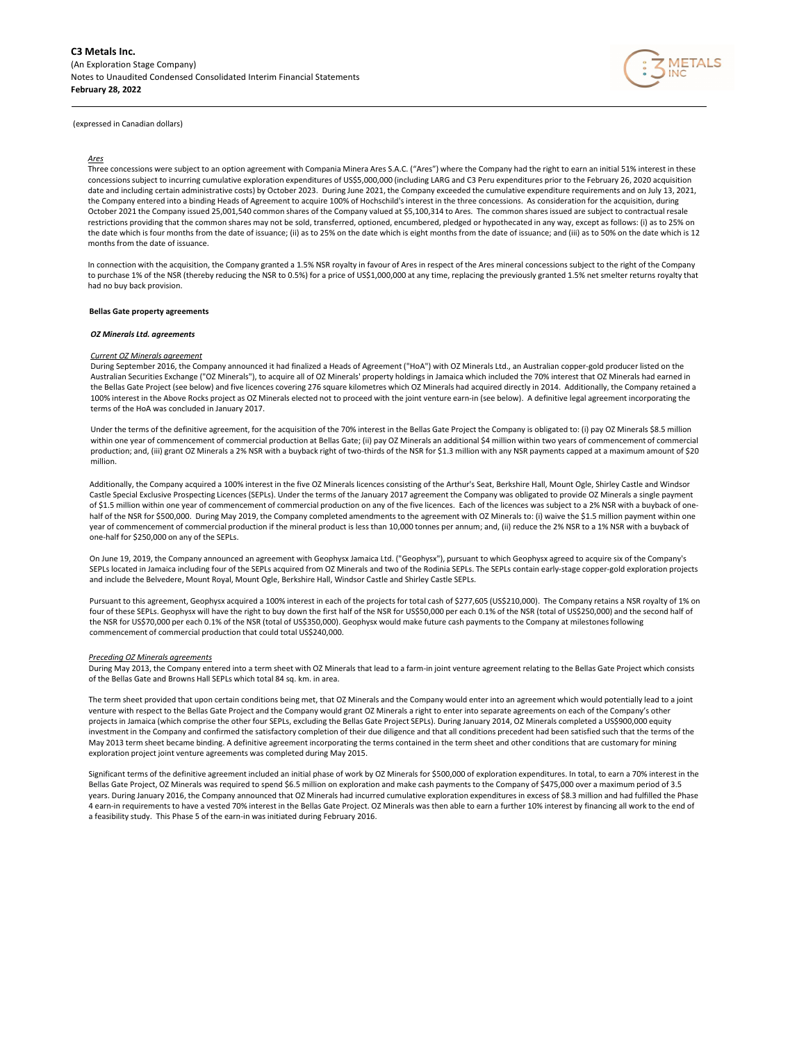(expressed in Canadian dollars)

*Ares*

Three concessions were subject to an option agreement with Compania Minera Ares S.A.C. ("Ares") where the Company had the right to earn an initial 51% interest in these concessions subject to incurring cumulative exploration expenditures of US$5,000,000 (including LARG and C3 Peru expenditures prior to the February 26, 2020 acquisition date and including certain administrative costs) by October 2023. During June 2021, the Company exceeded the cumulative expenditure requirements and on July 13, 2021, the Company entered into a binding Heads of Agreement to acquire 100% of Hochschild's interest in the three concessions. As consideration for the acquisition, during October 2021 the Company issued 25,001,540 common shares of the Company valued at $5,100,314 to Ares. The common shares issued are subject to contractual resale restrictions providing that the common shares may not be sold, transferred, optioned, encumbered, pledged or hypothecated in any way, except as follows: (i) as to 25% on the date which is four months from the date of issuance; (ii) as to 25% on the date which is eight months from the date of issuance; and (iii) as to 50% on the date which is 12 months from the date of issuance.

In connection with the acquisition, the Company granted a 1.5% NSR royalty in favour of Ares in respect of the Ares mineral concessions subject to the right of the Company to purchase 1% of the NSR (thereby reducing the NSR to 0.5%) for a price of US$1,000,000 at any time, replacing the previously granted 1.5% net smelter returns royalty that had no buy back provision.

**Bellas Gate property agreements**

***OZ Minerals Ltd. agreements***

*Current OZ Minerals agreement*

During September 2016, the Company announced it had finalized a Heads of Agreement ("HoA") with OZ Minerals Ltd., an Australian copper-gold producer listed on the Australian Securities Exchange ("OZ Minerals"), to acquire all of OZ Minerals' property holdings in Jamaica which included the 70% interest that OZ Minerals had earned in the Bellas Gate Project (see below) and five licences covering 276 square kilometres which OZ Minerals had acquired directly in 2014. Additionally, the Company retained a 100% interest in the Above Rocks project as OZ Minerals elected not to proceed with the joint venture earn-in (see below). A definitive legal agreement incorporating the terms of the HoA was concluded in January 2017.

Under the terms of the definitive agreement, for the acquisition of the 70% interest in the Bellas Gate Project the Company is obligated to: (i) pay OZ Minerals $8.5 million within one year of commencement of commercial production at Bellas Gate; (ii) pay OZ Minerals an additional $4 million within two years of commencement of commercial production; and, (iii) grant OZ Minerals a 2% NSR with a buyback right of two-thirds of the NSR for $1.3 million with any NSR payments capped at a maximum amount of $20 million.

Additionally, the Company acquired a 100% interest in the five OZ Minerals licences consisting of the Arthur's Seat, Berkshire Hall, Mount Ogle, Shirley Castle and Windsor Castle Special Exclusive Prospecting Licences (SEPLs). Under the terms of the January 2017 agreement the Company was obligated to provide OZ Minerals a single payment of $1.5 million within one year of commencement of commercial production on any of the five licences. Each of the licences was subject to a 2% NSR with a buyback of one-half of the NSR for $500,000. During May 2019, the Company completed amendments to the agreement with OZ Minerals to: (i) waive the $1.5 million payment within one year of commencement of commercial production if the mineral product is less than 10,000 tonnes per annum; and, (ii) reduce the 2% NSR to a 1% NSR with a buyback of one-half for $250,000 on any of the SEPLs.

On June 19, 2019, the Company announced an agreement with Geophysx Jamaica Ltd. ("Geophysx"), pursuant to which Geophysx agreed to acquire six of the Company's SEPLs located in Jamaica including four of the SEPLs acquired from OZ Minerals and two of the Rodinia SEPLs. The SEPLs contain early-stage copper-gold exploration projects and include the Belvedere, Mount Royal, Mount Ogle, Berkshire Hall, Windsor Castle and Shirley Castle SEPLs.

Pursuant to this agreement, Geophysx acquired a 100% interest in each of the projects for total cash of $277,605 (US$210,000). The Company retains a NSR royalty of 1% on four of these SEPLs. Geophysx will have the right to buy down the first half of the NSR for US$50,000 per each 0.1% of the NSR (total of US$250,000) and the second half of the NSR for US$70,000 per each 0.1% of the NSR (total of US$350,000). Geophysx would make future cash payments to the Company at milestones following commencement of commercial production that could total US$240,000.

*Preceding OZ Minerals agreements*

During May 2013, the Company entered into a term sheet with OZ Minerals that lead to a farm-in joint venture agreement relating to the Bellas Gate Project which consists of the Bellas Gate and Browns Hall SEPLs which total 84 sq. km. in area.

The term sheet provided that upon certain conditions being met, that OZ Minerals and the Company would enter into an agreement which would potentially lead to a joint venture with respect to the Bellas Gate Project and the Company would grant OZ Minerals a right to enter into separate agreements on each of the Company's other projects in Jamaica (which comprise the other four SEPLs, excluding the Bellas Gate Project SEPLs). During January 2014, OZ Minerals completed a US$900,000 equity investment in the Company and confirmed the satisfactory completion of their due diligence and that all conditions precedent had been satisfied such that the terms of the May 2013 term sheet became binding. A definitive agreement incorporating the terms contained in the term sheet and other conditions that are customary for mining exploration project joint venture agreements was completed during May 2015.

Significant terms of the definitive agreement included an initial phase of work by OZ Minerals for $500,000 of exploration expenditures. In total, to earn a 70% interest in the Bellas Gate Project, OZ Minerals was required to spend $6.5 million on exploration and make cash payments to the Company of $475,000 over a maximum period of 3.5 years. During January 2016, the Company announced that OZ Minerals had incurred cumulative exploration expenditures in excess of $8.3 million and had fulfilled the Phase 4 earn-in requirements to have a vested 70% interest in the Bellas Gate Project. OZ Minerals was then able to earn a further 10% interest by financing all work to the end of a feasibility study. This Phase 5 of the earn-in was initiated during February 2016.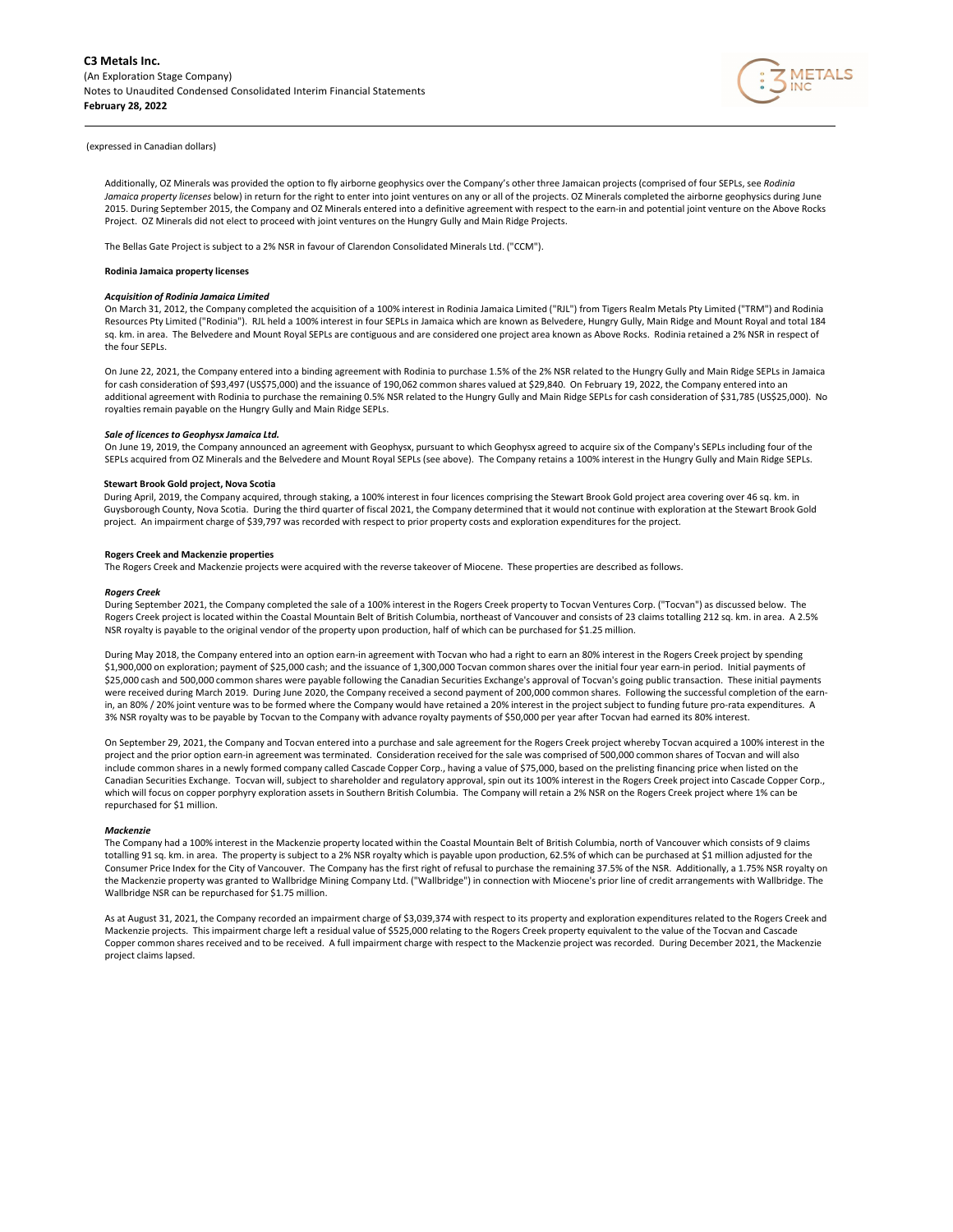(expressed in Canadian dollars)

Additionally, OZ Minerals was provided the option to fly airborne geophysics over the Company's other three Jamaican projects (comprised of four SEPLs, see *Rodinia Jamaica property licenses* below) in return for the right to enter into joint ventures on any or all of the projects. OZ Minerals completed the airborne geophysics during June 2015. During September 2015, the Company and OZ Minerals entered into a definitive agreement with respect to the earn-in and potential joint venture on the Above Rocks Project. OZ Minerals did not elect to proceed with joint ventures on the Hungry Gully and Main Ridge Projects.

The Bellas Gate Project is subject to a 2% NSR in favour of Clarendon Consolidated Minerals Ltd. ("CCM").

**Rodinia Jamaica property licenses**

***Acquisition of Rodinia Jamaica Limited***

On March 31, 2012, the Company completed the acquisition of a 100% interest in Rodinia Jamaica Limited ("RJL") from Tigers Realm Metals Pty Limited ("TRM") and Rodinia Resources Pty Limited ("Rodinia"). RJL held a 100% interest in four SEPLs in Jamaica which are known as Belvedere, Hungry Gully, Main Ridge and Mount Royal and total 184 sq. km. in area. The Belvedere and Mount Royal SEPLs are contiguous and are considered one project area known as Above Rocks. Rodinia retained a 2% NSR in respect of the four SEPLs.

On June 22, 2021, the Company entered into a binding agreement with Rodinia to purchase 1.5% of the 2% NSR related to the Hungry Gully and Main Ridge SEPLs in Jamaica for cash consideration of $93,497 (US$75,000) and the issuance of 190,062 common shares valued at $29,840. On February 19, 2022, the Company entered into an additional agreement with Rodinia to purchase the remaining 0.5% NSR related to the Hungry Gully and Main Ridge SEPLs for cash consideration of $31,785 (US$25,000). No royalties remain payable on the Hungry Gully and Main Ridge SEPLs.

***Sale of licences to Geophysx Jamaica Ltd.***

On June 19, 2019, the Company announced an agreement with Geophysx, pursuant to which Geophysx agreed to acquire six of the Company's SEPLs including four of the SEPLs acquired from OZ Minerals and the Belvedere and Mount Royal SEPLs (see above). The Company retains a 100% interest in the Hungry Gully and Main Ridge SEPLs.

**Stewart Brook Gold project, Nova Scotia**

During April, 2019, the Company acquired, through staking, a 100% interest in four licences comprising the Stewart Brook Gold project area covering over 46 sq. km. in Guysborough County, Nova Scotia. During the third quarter of fiscal 2021, the Company determined that it would not continue with exploration at the Stewart Brook Gold project. An impairment charge of $39,797 was recorded with respect to prior property costs and exploration expenditures for the project.

**Rogers Creek and Mackenzie properties**

The Rogers Creek and Mackenzie projects were acquired with the reverse takeover of Miocene. These properties are described as follows.

***Rogers Creek***

During September 2021, the Company completed the sale of a 100% interest in the Rogers Creek property to Tocvan Ventures Corp. ("Tocvan") as discussed below. The Rogers Creek project is located within the Coastal Mountain Belt of British Columbia, northeast of Vancouver and consists of 23 claims totalling 212 sq. km. in area. A 2.5% NSR royalty is payable to the original vendor of the property upon production, half of which can be purchased for $1.25 million.

During May 2018, the Company entered into an option earn-in agreement with Tocvan who had a right to earn an 80% interest in the Rogers Creek project by spending $1,900,000 on exploration; payment of $25,000 cash; and the issuance of 1,300,000 Tocvan common shares over the initial four year earn-in period. Initial payments of $25,000 cash and 500,000 common shares were payable following the Canadian Securities Exchange's approval of Tocvan's going public transaction. These initial payments were received during March 2019. During June 2020, the Company received a second payment of 200,000 common shares. Following the successful completion of the earn-in, an 80% / 20% joint venture was to be formed where the Company would have retained a 20% interest in the project subject to funding future pro-rata expenditures. A 3% NSR royalty was to be payable by Tocvan to the Company with advance royalty payments of $50,000 per year after Tocvan had earned its 80% interest.

On September 29, 2021, the Company and Tocvan entered into a purchase and sale agreement for the Rogers Creek project whereby Tocvan acquired a 100% interest in the project and the prior option earn-in agreement was terminated. Consideration received for the sale was comprised of 500,000 common shares of Tocvan and will also include common shares in a newly formed company called Cascade Copper Corp., having a value of $75,000, based on the prelisting financing price when listed on the Canadian Securities Exchange. Tocvan will, subject to shareholder and regulatory approval, spin out its 100% interest in the Rogers Creek project into Cascade Copper Corp., which will focus on copper porphyry exploration assets in Southern British Columbia. The Company will retain a 2% NSR on the Rogers Creek project where 1% can be repurchased for $1 million.

***Mackenzie***

The Company had a 100% interest in the Mackenzie property located within the Coastal Mountain Belt of British Columbia, north of Vancouver which consists of 9 claims totalling 91 sq. km. in area. The property is subject to a 2% NSR royalty which is payable upon production, 62.5% of which can be purchased at $1 million adjusted for the Consumer Price Index for the City of Vancouver. The Company has the first right of refusal to purchase the remaining 37.5% of the NSR. Additionally, a 1.75% NSR royalty on the Mackenzie property was granted to Wallbridge Mining Company Ltd. ("Wallbridge") in connection with Miocene's prior line of credit arrangements with Wallbridge. The Wallbridge NSR can be repurchased for $1.75 million.

As at August 31, 2021, the Company recorded an impairment charge of $3,039,374 with respect to its property and exploration expenditures related to the Rogers Creek and Mackenzie projects. This impairment charge left a residual value of $525,000 relating to the Rogers Creek property equivalent to the value of the Tocvan and Cascade Copper common shares received and to be received. A full impairment charge with respect to the Mackenzie project was recorded. During December 2021, the Mackenzie project claims lapsed.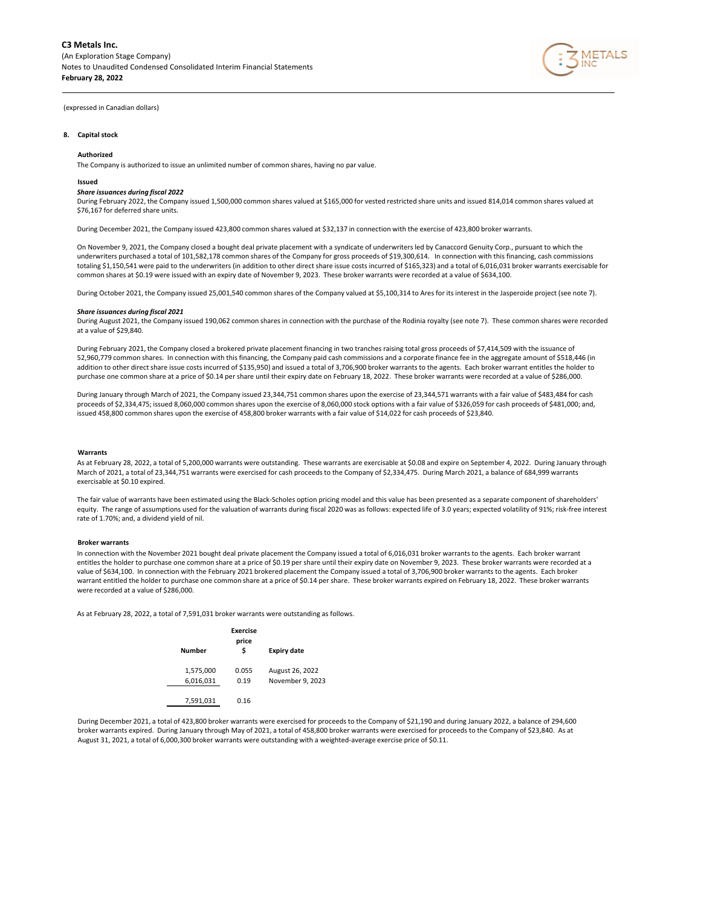(expressed in Canadian dollars)

## 8. Capital stock

### Authorized

The Company is authorized to issue an unlimited number of common shares, having no par value.

### Issued

***Share issuances during fiscal 2022***

During February 2022, the Company issued 1,500,000 common shares valued at $165,000 for vested restricted share units and issued 814,014 common shares valued at $76,167 for deferred share units.

During December 2021, the Company issued 423,800 common shares valued at $32,137 in connection with the exercise of 423,800 broker warrants.

On November 9, 2021, the Company closed a bought deal private placement with a syndicate of underwriters led by Canaccord Genuity Corp., pursuant to which the underwriters purchased a total of 101,582,178 common shares of the Company for gross proceeds of $19,300,614. In connection with this financing, cash commissions totaling $1,150,541 were paid to the underwriters (in addition to other direct share issue costs incurred of $165,323) and a total of 6,016,031 broker warrants exercisable for common shares at $0.19 were issued with an expiry date of November 9, 2023. These broker warrants were recorded at a value of $634,100.

During October 2021, the Company issued 25,001,540 common shares of the Company valued at $5,100,314 to Ares for its interest in the Jasperoide project (see note 7).

***Share issuances during fiscal 2021***

During August 2021, the Company issued 190,062 common shares in connection with the purchase of the Rodinia royalty (see note 7). These common shares were recorded at a value of $29,840.

During February 2021, the Company closed a brokered private placement financing in two tranches raising total gross proceeds of $7,414,509 with the issuance of 52,960,779 common shares. In connection with this financing, the Company paid cash commissions and a corporate finance fee in the aggregate amount of $518,446 (in addition to other direct share issue costs incurred of $135,950) and issued a total of 3,706,900 broker warrants to the agents. Each broker warrant entitles the holder to purchase one common share at a price of $0.14 per share until their expiry date on February 18, 2022. These broker warrants were recorded at a value of $286,000.

During January through March of 2021, the Company issued 23,344,751 common shares upon the exercise of 23,344,571 warrants with a fair value of $483,484 for cash proceeds of $2,334,475; issued 8,060,000 common shares upon the exercise of 8,060,000 stock options with a fair value of $326,059 for cash proceeds of $481,000; and, issued 458,800 common shares upon the exercise of 458,800 broker warrants with a fair value of $14,022 for cash proceeds of $23,840.

### Warrants

As at February 28, 2022, a total of 5,200,000 warrants were outstanding. These warrants are exercisable at $0.08 and expire on September 4, 2022. During January through March of 2021, a total of 23,344,751 warrants were exercised for cash proceeds to the Company of $2,334,475. During March 2021, a balance of 684,999 warrants exercisable at $0.10 expired.

The fair value of warrants have been estimated using the Black-Scholes option pricing model and this value has been presented as a separate component of shareholders' equity. The range of assumptions used for the valuation of warrants during fiscal 2020 was as follows: expected life of 3.0 years; expected volatility of 91%; risk-free interest rate of 1.70%; and, a dividend yield of nil.

### Broker warrants

In connection with the November 2021 bought deal private placement the Company issued a total of 6,016,031 broker warrants to the agents. Each broker warrant entitles the holder to purchase one common share at a price of $0.19 per share until their expiry date on November 9, 2023. These broker warrants were recorded at a value of $634,100. In connection with the February 2021 brokered placement the Company issued a total of 3,706,900 broker warrants to the agents. Each broker warrant entitled the holder to purchase one common share at a price of $0.14 per share. These broker warrants expired on February 18, 2022. These broker warrants were recorded at a value of $286,000.

As at February 28, 2022, a total of 7,591,031 broker warrants were outstanding as follows.

| Number | Exercise price $ | Expiry date |
|---|---|---|
| 1,575,000 | 0.055 | August 26, 2022 |
| 6,016,031 | 0.19 | November 9, 2023 |
| 7,591,031 | 0.16 | |

During December 2021, a total of 423,800 broker warrants were exercised for proceeds to the Company of $21,190 and during January 2022, a balance of 294,600 broker warrants expired. During January through May of 2021, a total of 458,800 broker warrants were exercised for proceeds to the Company of $23,840. As at August 31, 2021, a total of 6,000,300 broker warrants were outstanding with a weighted-average exercise price of $0.11.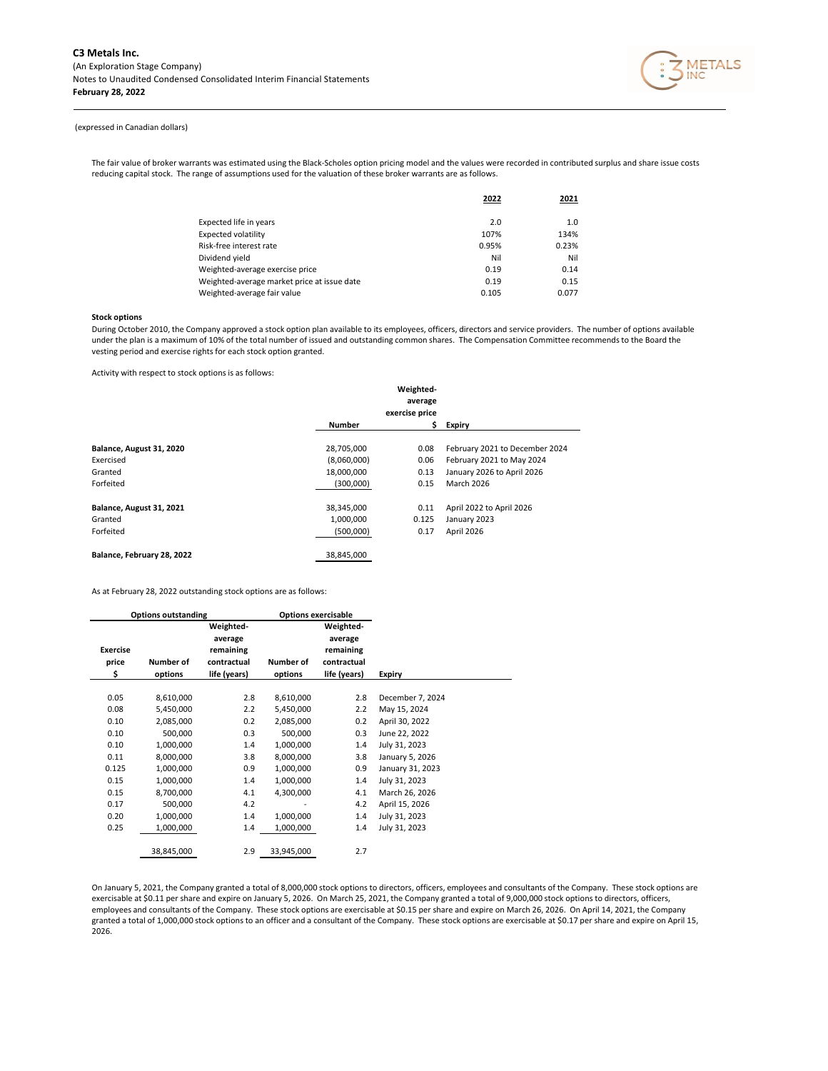(expressed in Canadian dollars)

The fair value of broker warrants was estimated using the Black-Scholes option pricing model and the values were recorded in contributed surplus and share issue costs reducing capital stock. The range of assumptions used for the valuation of these broker warrants are as follows.

| | 2022 | 2021 |
|---|---|---|
| Expected life in years | 2.0 | 1.0 |
| Expected volatility | 107% | 134% |
| Risk-free interest rate | 0.95% | 0.23% |
| Dividend yield | Nil | Nil |
| Weighted-average exercise price | 0.19 | 0.14 |
| Weighted-average market price at issue date | 0.19 | 0.15 |
| Weighted-average fair value | 0.105 | 0.077 |

**Stock options**

During October 2010, the Company approved a stock option plan available to its employees, officers, directors and service providers. The number of options available under the plan is a maximum of 10% of the total number of issued and outstanding common shares. The Compensation Committee recommends to the Board the vesting period and exercise rights for each stock option granted.

Activity with respect to stock options is as follows:

| | Number | Weighted-average exercise price $ | Expiry |
|---|---|---|---|
| **Balance, August 31, 2020** | 28,705,000 | 0.08 | February 2021 to December 2024 |
| Exercised | (8,060,000) | 0.06 | February 2021 to May 2024 |
| Granted | 18,000,000 | 0.13 | January 2026 to April 2026 |
| Forfeited | (300,000) | 0.15 | March 2026 |
| **Balance, August 31, 2021** | 38,345,000 | 0.11 | April 2022 to April 2026 |
| Granted | 1,000,000 | 0.125 | January 2023 |
| Forfeited | (500,000) | 0.17 | April 2026 |
| **Balance, February 28, 2022** | 38,845,000 | | |

As at February 28, 2022 outstanding stock options are as follows:

| Options outstanding | | | Options exercisable | | |
|---|---|---|---|---|---|
| Exercise price $ | Number of options | Weighted-average remaining contractual life (years) | Number of options | Weighted-average remaining contractual life (years) | Expiry |
| 0.05 | 8,610,000 | 2.8 | 8,610,000 | 2.8 | December 7, 2024 |
| 0.08 | 5,450,000 | 2.2 | 5,450,000 | 2.2 | May 15, 2024 |
| 0.10 | 2,085,000 | 0.2 | 2,085,000 | 0.2 | April 30, 2022 |
| 0.10 | 500,000 | 0.3 | 500,000 | 0.3 | June 22, 2022 |
| 0.10 | 1,000,000 | 1.4 | 1,000,000 | 1.4 | July 31, 2023 |
| 0.11 | 8,000,000 | 3.8 | 8,000,000 | 3.8 | January 5, 2026 |
| 0.125 | 1,000,000 | 0.9 | 1,000,000 | 0.9 | January 31, 2023 |
| 0.15 | 1,000,000 | 1.4 | 1,000,000 | 1.4 | July 31, 2023 |
| 0.15 | 8,700,000 | 4.1 | 4,300,000 | 4.1 | March 26, 2026 |
| 0.17 | 500,000 | 4.2 | - | 4.2 | April 15, 2026 |
| 0.20 | 1,000,000 | 1.4 | 1,000,000 | 1.4 | July 31, 2023 |
| 0.25 | 1,000,000 | 1.4 | 1,000,000 | 1.4 | July 31, 2023 |
| | 38,845,000 | 2.9 | 33,945,000 | 2.7 | |

On January 5, 2021, the Company granted a total of 8,000,000 stock options to directors, officers, employees and consultants of the Company. These stock options are exercisable at $0.11 per share and expire on January 5, 2026. On March 25, 2021, the Company granted a total of 9,000,000 stock options to directors, officers, employees and consultants of the Company. These stock options are exercisable at $0.15 per share and expire on March 26, 2026. On April 14, 2021, the Company granted a total of 1,000,000 stock options to an officer and a consultant of the Company. These stock options are exercisable at $0.17 per share and expire on April 15, 2026.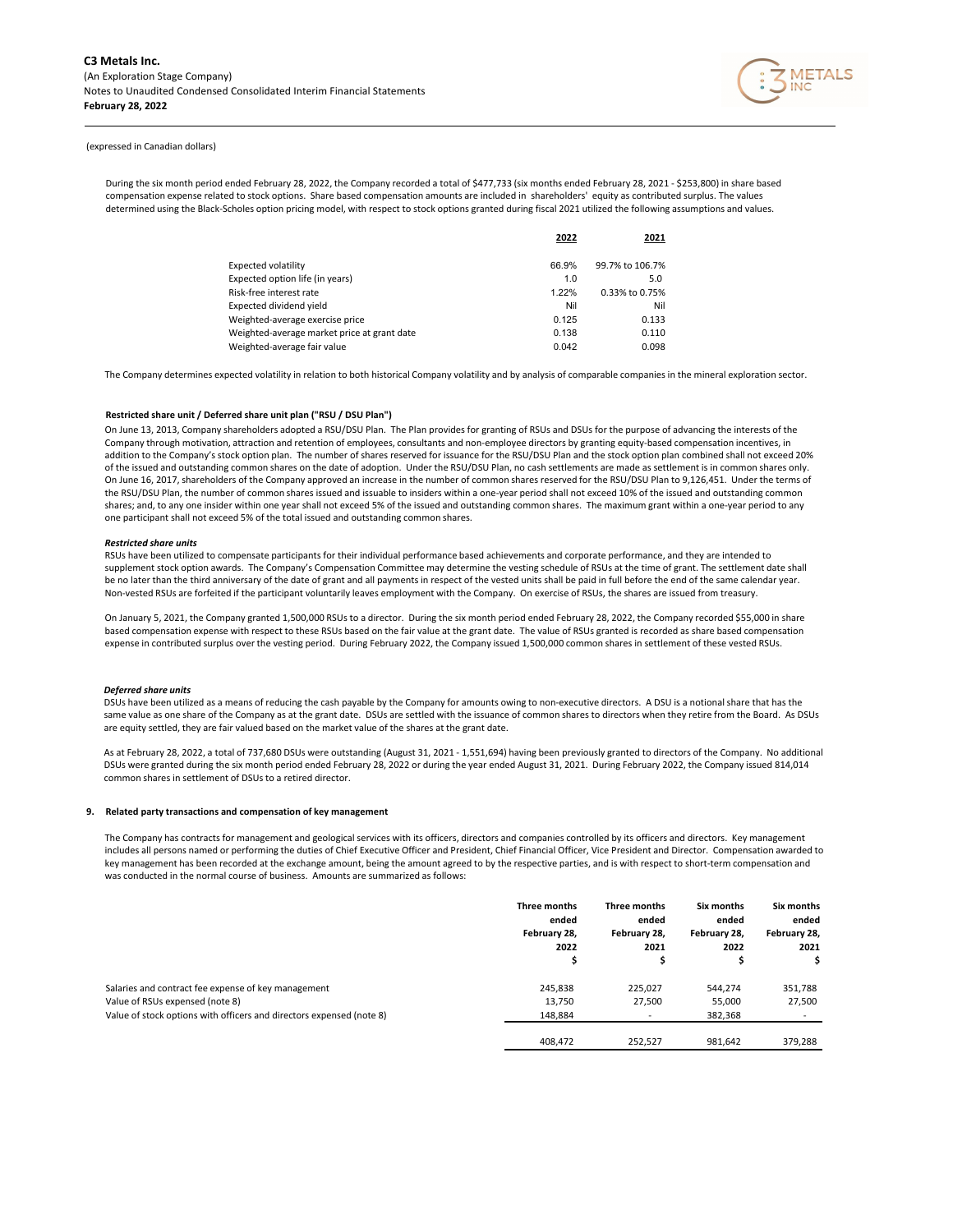(expressed in Canadian dollars)

During the six month period ended February 28, 2022, the Company recorded a total of $477,733 (six months ended February 28, 2021 - $253,800) in share based compensation expense related to stock options. Share based compensation amounts are included in shareholders' equity as contributed surplus. The values determined using the Black-Scholes option pricing model, with respect to stock options granted during fiscal 2021 utilized the following assumptions and values.

| | 2022 | 2021 |
|---|---|---|
| Expected volatility | 66.9% | 99.7% to 106.7% |
| Expected option life (in years) | 1.0 | 5.0 |
| Risk-free interest rate | 1.22% | 0.33% to 0.75% |
| Expected dividend yield | Nil | Nil |
| Weighted-average exercise price | 0.125 | 0.133 |
| Weighted-average market price at grant date | 0.138 | 0.110 |
| Weighted-average fair value | 0.042 | 0.098 |

The Company determines expected volatility in relation to both historical Company volatility and by analysis of comparable companies in the mineral exploration sector.

**Restricted share unit / Deferred share unit plan ("RSU / DSU Plan")**

On June 13, 2013, Company shareholders adopted a RSU/DSU Plan. The Plan provides for granting of RSUs and DSUs for the purpose of advancing the interests of the Company through motivation, attraction and retention of employees, consultants and non-employee directors by granting equity-based compensation incentives, in addition to the Company's stock option plan. The number of shares reserved for issuance for the RSU/DSU Plan and the stock option plan combined shall not exceed 20% of the issued and outstanding common shares on the date of adoption. Under the RSU/DSU Plan, no cash settlements are made as settlement is in common shares only. On June 16, 2017, shareholders of the Company approved an increase in the number of common shares reserved for the RSU/DSU Plan to 9,126,451. Under the terms of the RSU/DSU Plan, the number of common shares issued and issuable to insiders within a one-year period shall not exceed 10% of the issued and outstanding common shares; and, to any one insider within one year shall not exceed 5% of the issued and outstanding common shares. The maximum grant within a one-year period to any one participant shall not exceed 5% of the total issued and outstanding common shares.

***Restricted share units***

RSUs have been utilized to compensate participants for their individual performance based achievements and corporate performance, and they are intended to supplement stock option awards. The Company's Compensation Committee may determine the vesting schedule of RSUs at the time of grant. The settlement date shall be no later than the third anniversary of the date of grant and all payments in respect of the vested units shall be paid in full before the end of the same calendar year. Non-vested RSUs are forfeited if the participant voluntarily leaves employment with the Company. On exercise of RSUs, the shares are issued from treasury.

On January 5, 2021, the Company granted 1,500,000 RSUs to a director. During the six month period ended February 28, 2022, the Company recorded $55,000 in share based compensation expense with respect to these RSUs based on the fair value at the grant date. The value of RSUs granted is recorded as share based compensation expense in contributed surplus over the vesting period. During February 2022, the Company issued 1,500,000 common shares in settlement of these vested RSUs.

***Deferred share units***

DSUs have been utilized as a means of reducing the cash payable by the Company for amounts owing to non-executive directors. A DSU is a notional share that has the same value as one share of the Company as at the grant date. DSUs are settled with the issuance of common shares to directors when they retire from the Board. As DSUs are equity settled, they are fair valued based on the market value of the shares at the grant date.

As at February 28, 2022, a total of 737,680 DSUs were outstanding (August 31, 2021 - 1,551,694) having been previously granted to directors of the Company. No additional DSUs were granted during the six month period ended February 28, 2022 or during the year ended August 31, 2021. During February 2022, the Company issued 814,014 common shares in settlement of DSUs to a retired director.

## 9. Related party transactions and compensation of key management

The Company has contracts for management and geological services with its officers, directors and companies controlled by its officers and directors. Key management includes all persons named or performing the duties of Chief Executive Officer and President, Chief Financial Officer, Vice President and Director. Compensation awarded to key management has been recorded at the exchange amount, being the amount agreed to by the respective parties, and is with respect to short-term compensation and was conducted in the normal course of business. Amounts are summarized as follows:

| | Three months ended February 28, 2022 $ | Three months ended February 28, 2021 $ | Six months ended February 28, 2022 $ | Six months ended February 28, 2021 $ |
|---|---|---|---|---|
| Salaries and contract fee expense of key management | 245,838 | 225,027 | 544,274 | 351,788 |
| Value of RSUs expensed (note 8) | 13,750 | 27,500 | 55,000 | 27,500 |
| Value of stock options with officers and directors expensed (note 8) | 148,884 | - | 382,368 | - |
| | 408,472 | 252,527 | 981,642 | 379,288 |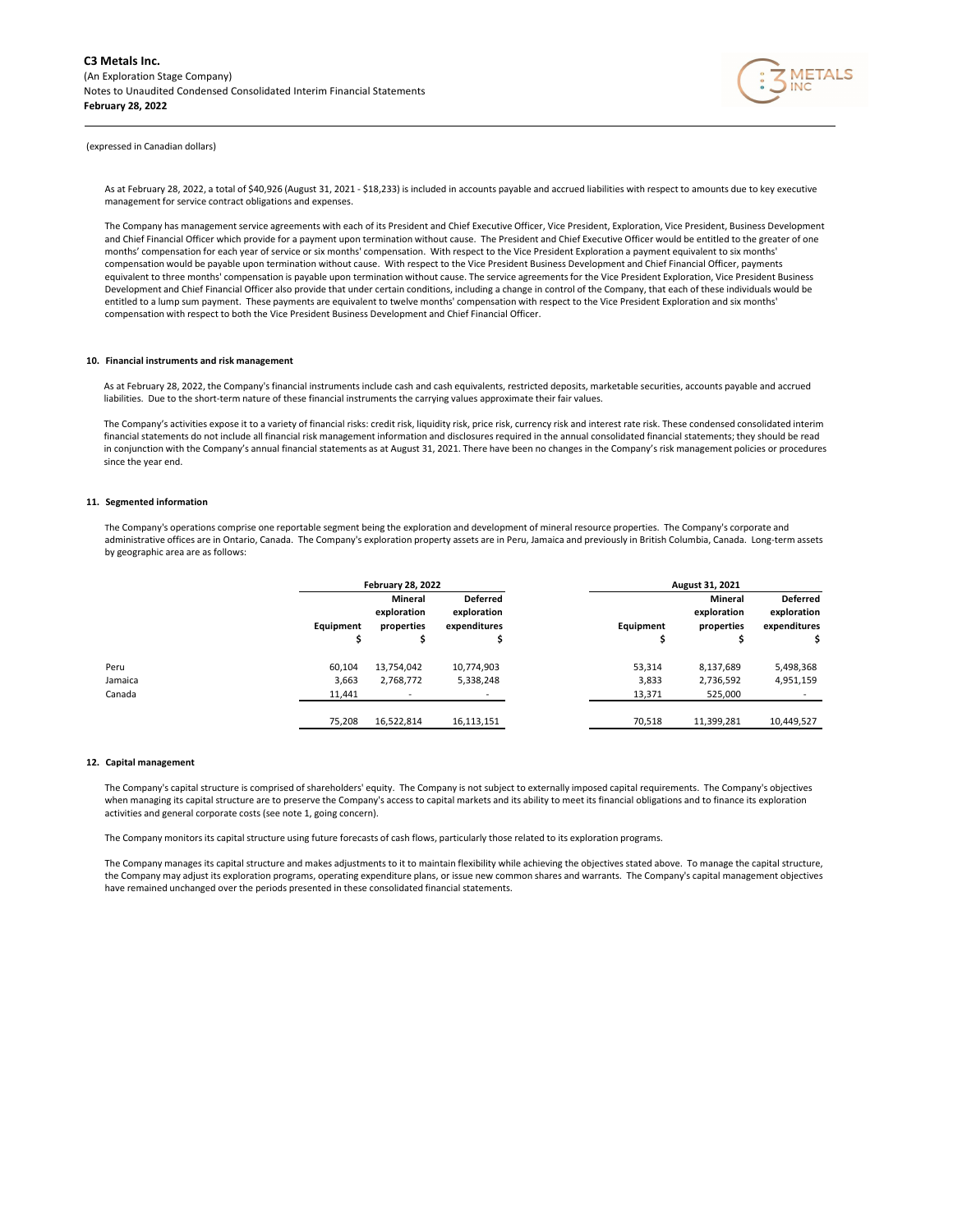(expressed in Canadian dollars)

As at February 28, 2022, a total of $40,926 (August 31, 2021 - $18,233) is included in accounts payable and accrued liabilities with respect to amounts due to key executive management for service contract obligations and expenses.

The Company has management service agreements with each of its President and Chief Executive Officer, Vice President, Exploration, Vice President, Business Development and Chief Financial Officer which provide for a payment upon termination without cause. The President and Chief Executive Officer would be entitled to the greater of one months' compensation for each year of service or six months' compensation. With respect to the Vice President Exploration a payment equivalent to six months' compensation would be payable upon termination without cause. With respect to the Vice President Business Development and Chief Financial Officer, payments equivalent to three months' compensation is payable upon termination without cause. The service agreements for the Vice President Exploration, Vice President Business Development and Chief Financial Officer also provide that under certain conditions, including a change in control of the Company, that each of these individuals would be entitled to a lump sum payment. These payments are equivalent to twelve months' compensation with respect to the Vice President Exploration and six months' compensation with respect to both the Vice President Business Development and Chief Financial Officer.

## 10. Financial instruments and risk management

As at February 28, 2022, the Company's financial instruments include cash and cash equivalents, restricted deposits, marketable securities, accounts payable and accrued liabilities. Due to the short-term nature of these financial instruments the carrying values approximate their fair values.

The Company's activities expose it to a variety of financial risks: credit risk, liquidity risk, price risk, currency risk and interest rate risk. These condensed consolidated interim financial statements do not include all financial risk management information and disclosures required in the annual consolidated financial statements; they should be read in conjunction with the Company's annual financial statements as at August 31, 2021. There have been no changes in the Company's risk management policies or procedures since the year end.

## 11. Segmented information

The Company's operations comprise one reportable segment being the exploration and development of mineral resource properties. The Company's corporate and administrative offices are in Ontario, Canada. The Company's exploration property assets are in Peru, Jamaica and previously in British Columbia, Canada. Long-term assets by geographic area are as follows:

| | February 28, 2022 | | | August 31, 2021 | | |
|---|---|---|---|---|---|---|
| | Equipment $ | Mineral exploration properties $ | Deferred exploration expenditures $ | Equipment $ | Mineral exploration properties $ | Deferred exploration expenditures $ |
| Peru | 60,104 | 13,754,042 | 10,774,903 | 53,314 | 8,137,689 | 5,498,368 |
| Jamaica | 3,663 | 2,768,772 | 5,338,248 | 3,833 | 2,736,592 | 4,951,159 |
| Canada | 11,441 | - | - | 13,371 | 525,000 | - |
| | 75,208 | 16,522,814 | 16,113,151 | 70,518 | 11,399,281 | 10,449,527 |

## 12. Capital management

The Company's capital structure is comprised of shareholders' equity. The Company is not subject to externally imposed capital requirements. The Company's objectives when managing its capital structure are to preserve the Company's access to capital markets and its ability to meet its financial obligations and to finance its exploration activities and general corporate costs (see note 1, going concern).

The Company monitors its capital structure using future forecasts of cash flows, particularly those related to its exploration programs.

The Company manages its capital structure and makes adjustments to it to maintain flexibility while achieving the objectives stated above. To manage the capital structure, the Company may adjust its exploration programs, operating expenditure plans, or issue new common shares and warrants. The Company's capital management objectives have remained unchanged over the periods presented in these consolidated financial statements.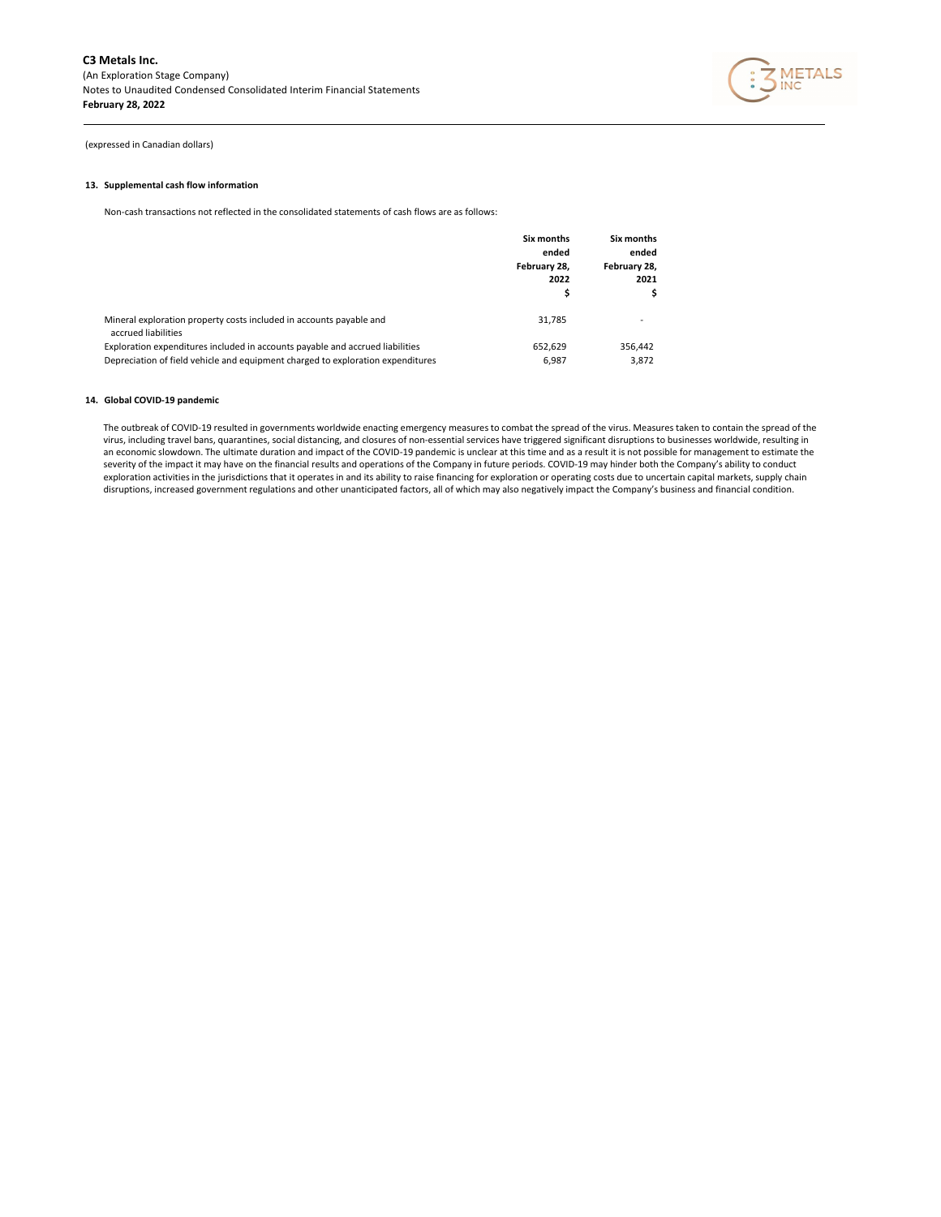(expressed in Canadian dollars)

### 13. Supplemental cash flow information

Non-cash transactions not reflected in the consolidated statements of cash flows are as follows:

| | Six months ended February 28, 2022 $ | Six months ended February 28, 2021 $ |
|---|---|---|
| Mineral exploration property costs included in accounts payable and accrued liabilities | 31,785 | - |
| Exploration expenditures included in accounts payable and accrued liabilities | 652,629 | 356,442 |
| Depreciation of field vehicle and equipment charged to exploration expenditures | 6,987 | 3,872 |

### 14. Global COVID-19 pandemic

The outbreak of COVID-19 resulted in governments worldwide enacting emergency measures to combat the spread of the virus. Measures taken to contain the spread of the virus, including travel bans, quarantines, social distancing, and closures of non-essential services have triggered significant disruptions to businesses worldwide, resulting in an economic slowdown. The ultimate duration and impact of the COVID-19 pandemic is unclear at this time and as a result it is not possible for management to estimate the severity of the impact it may have on the financial results and operations of the Company in future periods. COVID-19 may hinder both the Company's ability to conduct exploration activities in the jurisdictions that it operates in and its ability to raise financing for exploration or operating costs due to uncertain capital markets, supply chain disruptions, increased government regulations and other unanticipated factors, all of which may also negatively impact the Company's business and financial condition.